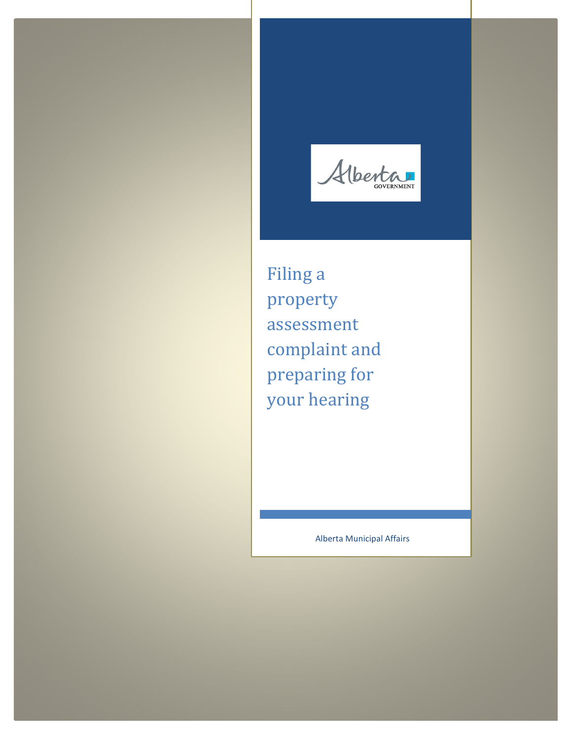Alberta GOVERNMENT

# Filing a property assessment complaint and preparing for your hearing

Alberta Municipal Affairs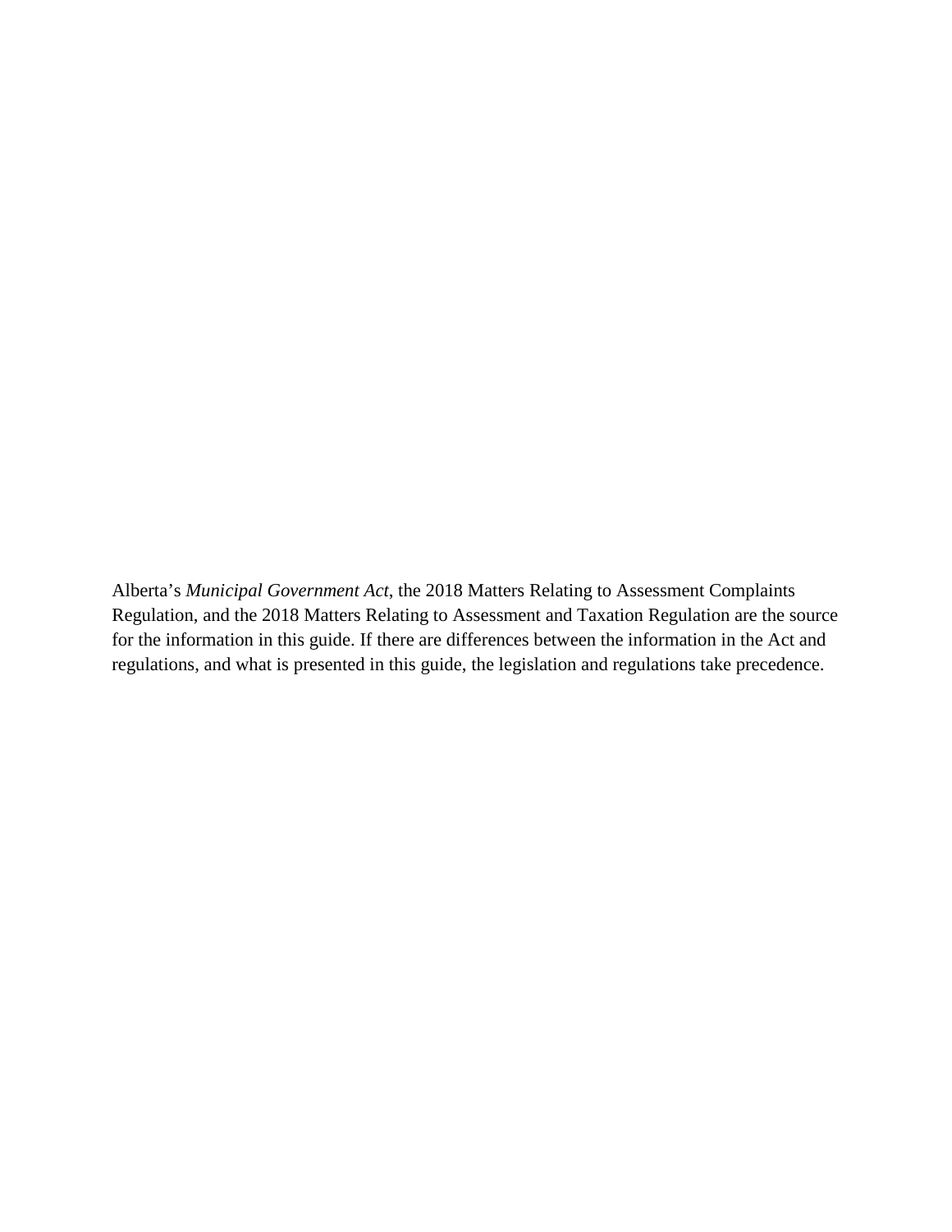Alberta's *Municipal Government Act*, the 2018 Matters Relating to Assessment Complaints Regulation, and the 2018 Matters Relating to Assessment and Taxation Regulation are the source for the information in this guide. If there are differences between the information in the Act and regulations, and what is presented in this guide, the legislation and regulations take precedence.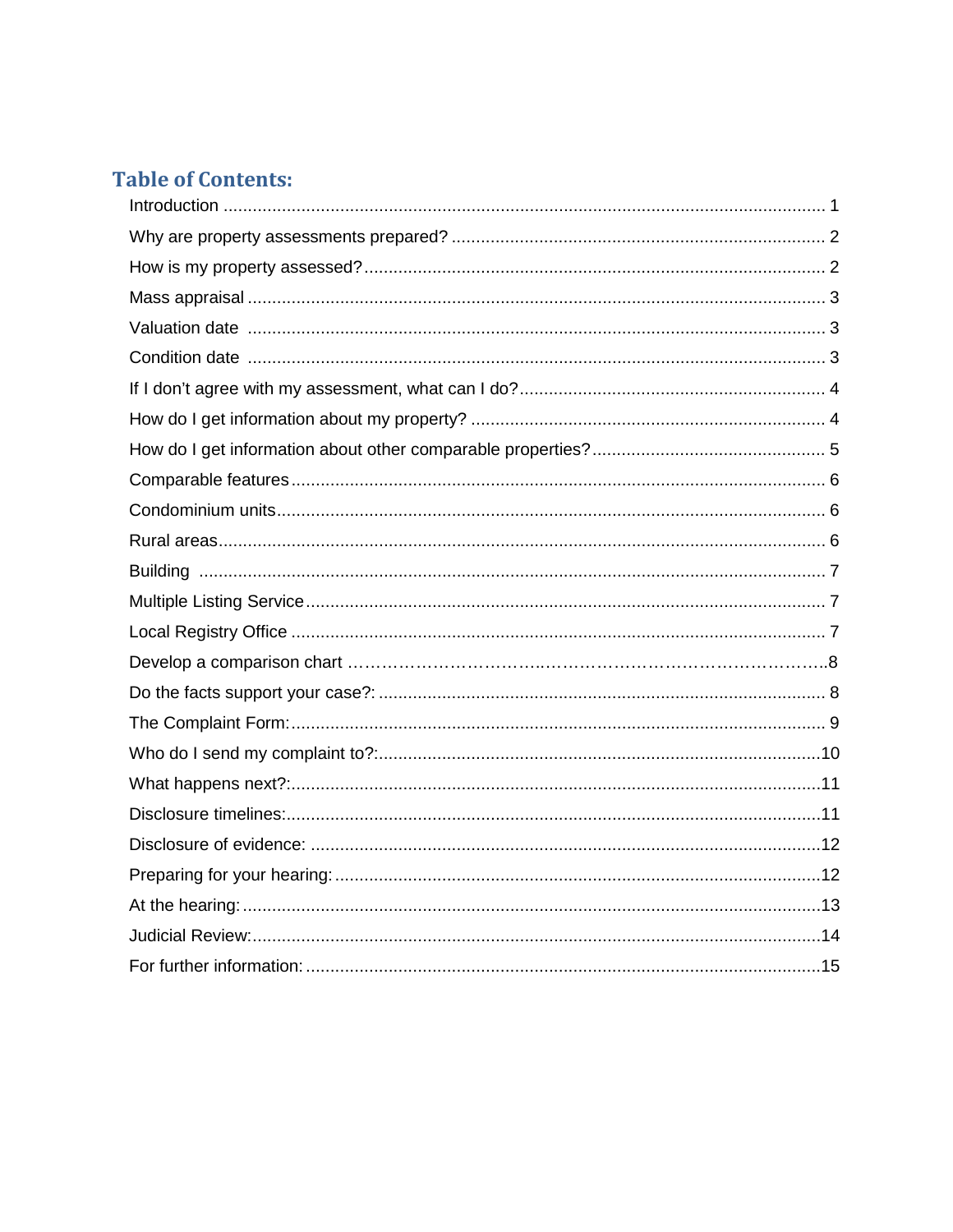## Table of Contents:

| Section | Page |
|---|---|
| Introduction | 1 |
| Why are property assessments prepared? | 2 |
| How is my property assessed? | 2 |
| Mass appraisal | 3 |
| Valuation date | 3 |
| Condition date | 3 |
| If I don't agree with my assessment, what can I do? | 4 |
| How do I get information about my property? | 4 |
| How do I get information about other comparable properties? | 5 |
| Comparable features | 6 |
| Condominium units | 6 |
| Rural areas | 6 |
| Building | 7 |
| Multiple Listing Service | 7 |
| Local Registry Office | 7 |
| Develop a comparison chart | 8 |
| Do the facts support your case?: | 8 |
| The Complaint Form: | 9 |
| Who do I send my complaint to?: | 10 |
| What happens next?: | 11 |
| Disclosure timelines: | 11 |
| Disclosure of evidence: | 12 |
| Preparing for your hearing: | 12 |
| At the hearing: | 13 |
| Judicial Review: | 14 |
| For further information: | 15 |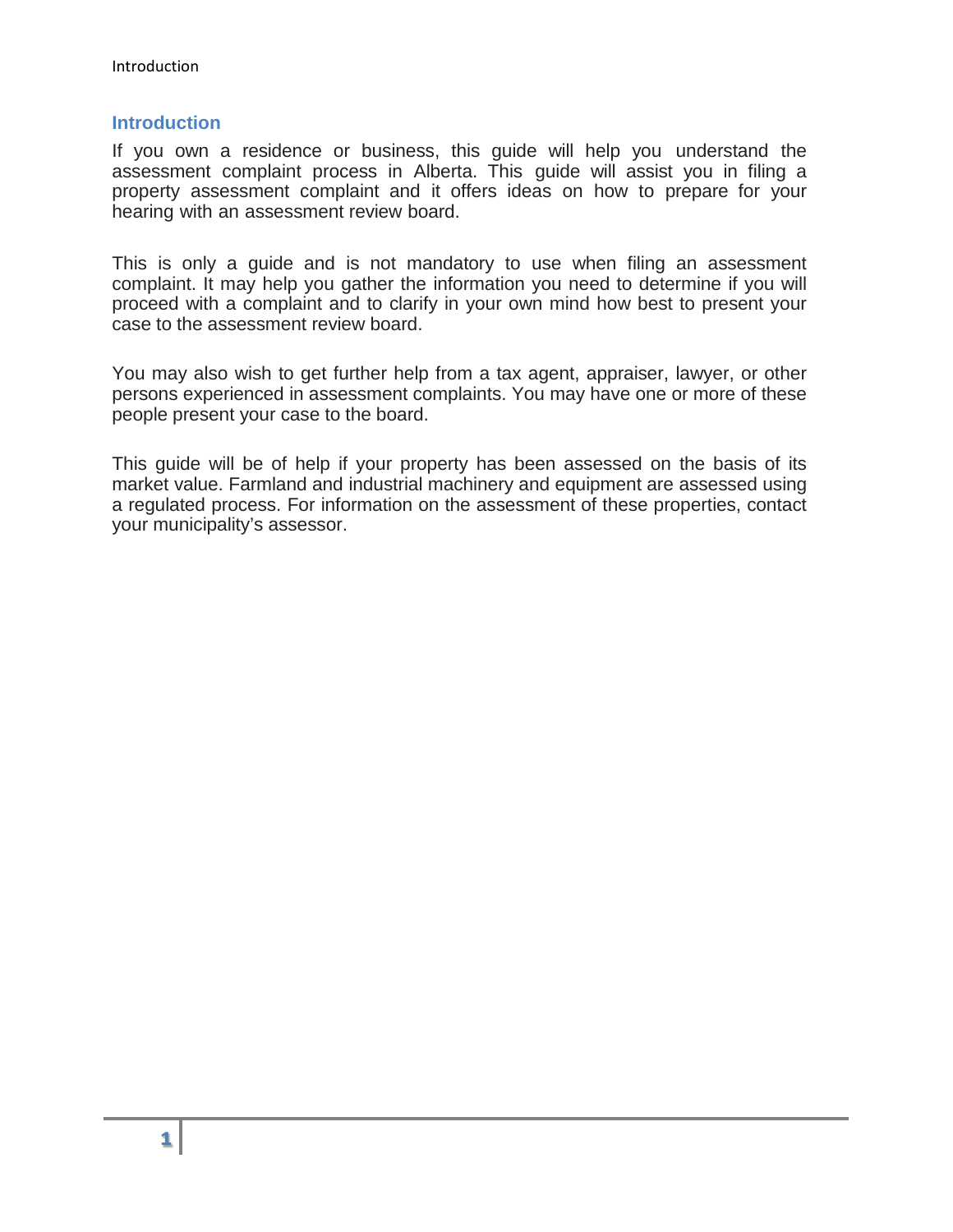## Introduction

If you own a residence or business, this guide will help you understand the assessment complaint process in Alberta. This guide will assist you in filing a property assessment complaint and it offers ideas on how to prepare for your hearing with an assessment review board.

This is only a guide and is not mandatory to use when filing an assessment complaint. It may help you gather the information you need to determine if you will proceed with a complaint and to clarify in your own mind how best to present your case to the assessment review board.

You may also wish to get further help from a tax agent, appraiser, lawyer, or other persons experienced in assessment complaints. You may have one or more of these people present your case to the board.

This guide will be of help if your property has been assessed on the basis of its market value. Farmland and industrial machinery and equipment are assessed using a regulated process. For information on the assessment of these properties, contact your municipality's assessor.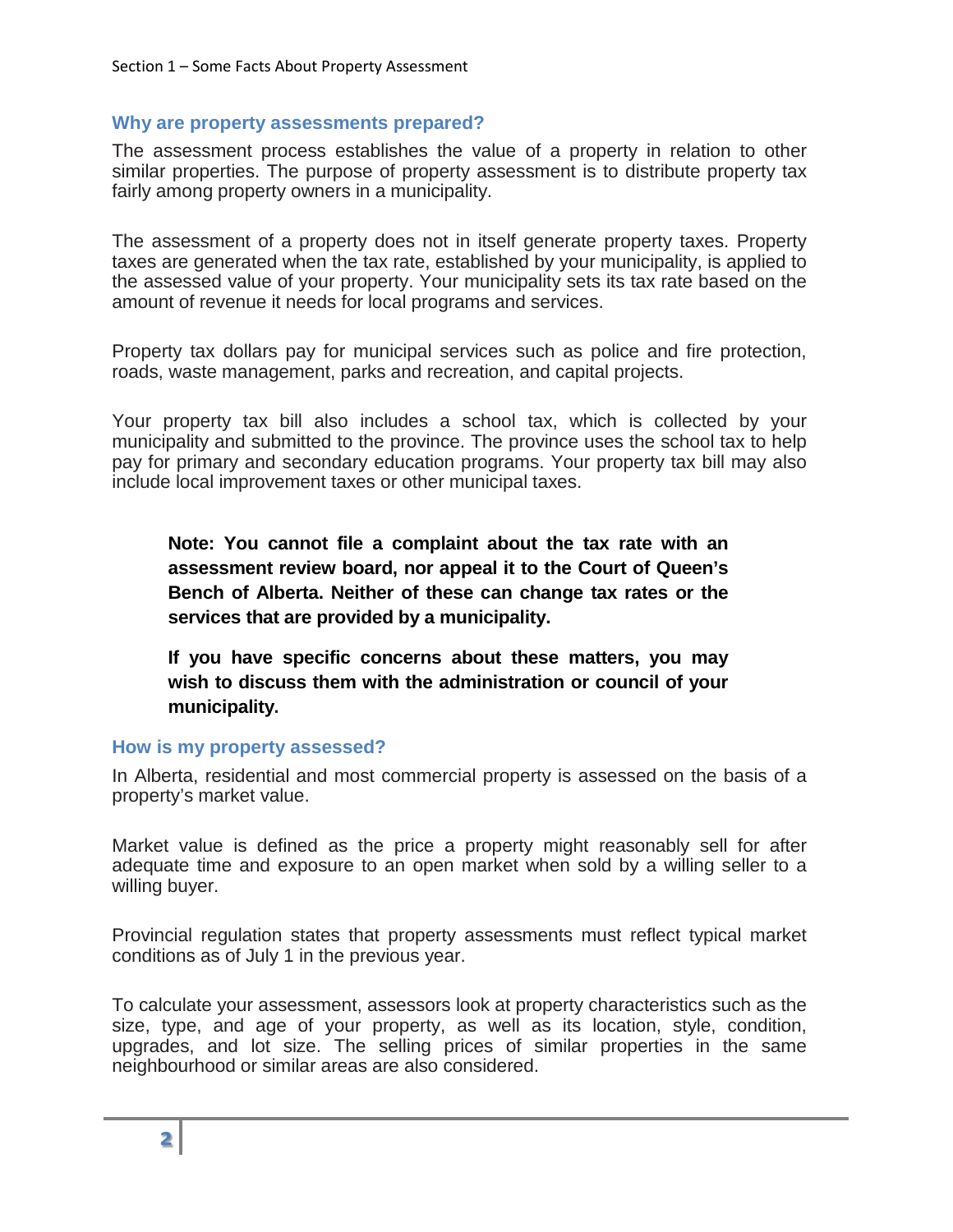## Why are property assessments prepared?

The assessment process establishes the value of a property in relation to other similar properties. The purpose of property assessment is to distribute property tax fairly among property owners in a municipality.

The assessment of a property does not in itself generate property taxes. Property taxes are generated when the tax rate, established by your municipality, is applied to the assessed value of your property. Your municipality sets its tax rate based on the amount of revenue it needs for local programs and services.

Property tax dollars pay for municipal services such as police and fire protection, roads, waste management, parks and recreation, and capital projects.

Your property tax bill also includes a school tax, which is collected by your municipality and submitted to the province. The province uses the school tax to help pay for primary and secondary education programs. Your property tax bill may also include local improvement taxes or other municipal taxes.

> **Note: You cannot file a complaint about the tax rate with an assessment review board, nor appeal it to the Court of Queen's Bench of Alberta. Neither of these can change tax rates or the services that are provided by a municipality.**
>
> **If you have specific concerns about these matters, you may wish to discuss them with the administration or council of your municipality.**

## How is my property assessed?

In Alberta, residential and most commercial property is assessed on the basis of a property's market value.

Market value is defined as the price a property might reasonably sell for after adequate time and exposure to an open market when sold by a willing seller to a willing buyer.

Provincial regulation states that property assessments must reflect typical market conditions as of July 1 in the previous year.

To calculate your assessment, assessors look at property characteristics such as the size, type, and age of your property, as well as its location, style, condition, upgrades, and lot size. The selling prices of similar properties in the same neighbourhood or similar areas are also considered.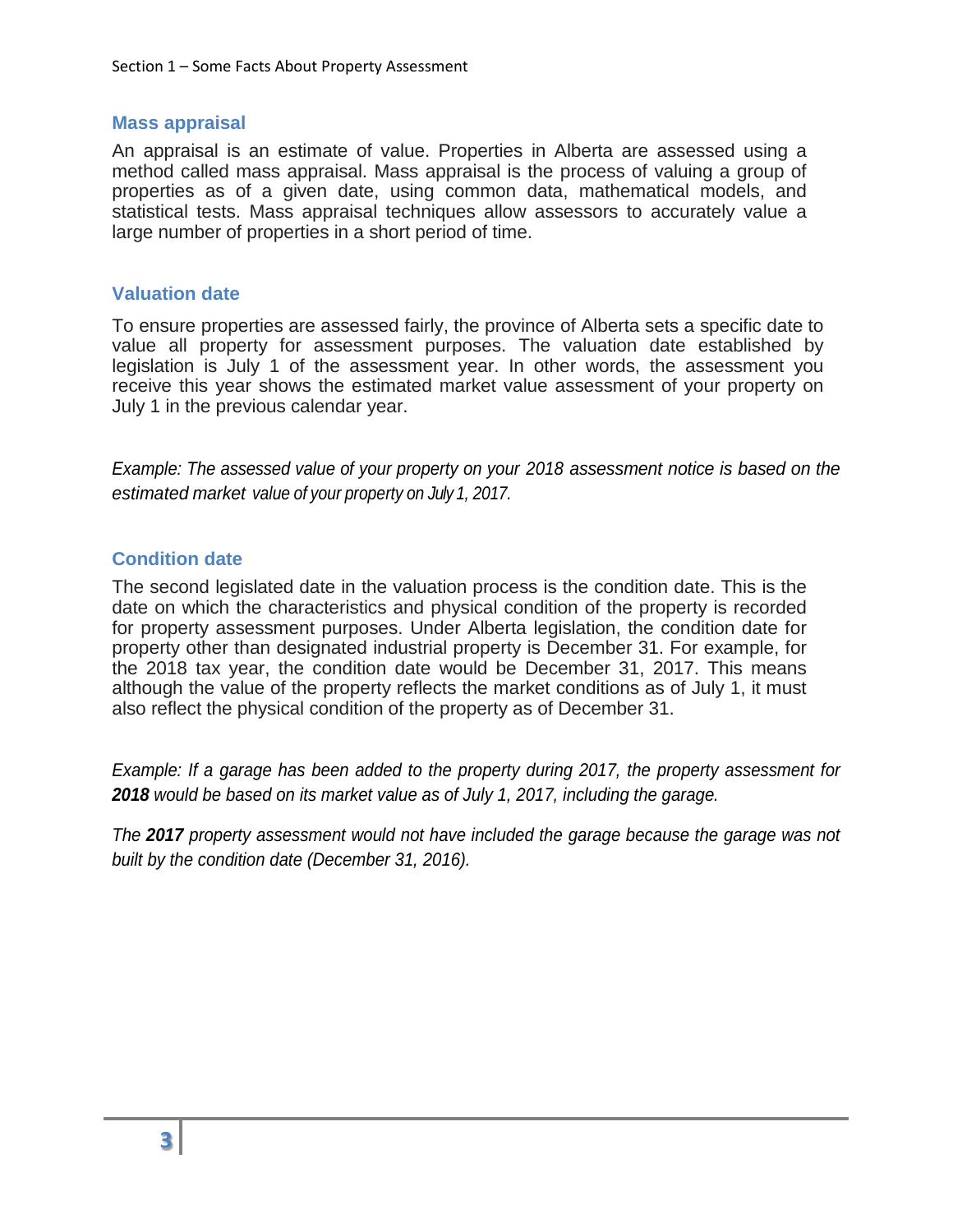## Mass appraisal

An appraisal is an estimate of value. Properties in Alberta are assessed using a method called mass appraisal. Mass appraisal is the process of valuing a group of properties as of a given date, using common data, mathematical models, and statistical tests. Mass appraisal techniques allow assessors to accurately value a large number of properties in a short period of time.

## Valuation date

To ensure properties are assessed fairly, the province of Alberta sets a specific date to value all property for assessment purposes. The valuation date established by legislation is July 1 of the assessment year. In other words, the assessment you receive this year shows the estimated market value assessment of your property on July 1 in the previous calendar year.

*Example: The assessed value of your property on your 2018 assessment notice is based on the estimated market value of your property on July 1, 2017.*

## Condition date

The second legislated date in the valuation process is the condition date. This is the date on which the characteristics and physical condition of the property is recorded for property assessment purposes. Under Alberta legislation, the condition date for property other than designated industrial property is December 31. For example, for the 2018 tax year, the condition date would be December 31, 2017. This means although the value of the property reflects the market conditions as of July 1, it must also reflect the physical condition of the property as of December 31.

*Example: If a garage has been added to the property during 2017, the property assessment for **2018** would be based on its market value as of July 1, 2017, including the garage.*

*The **2017** property assessment would not have included the garage because the garage was not built by the condition date (December 31, 2016).*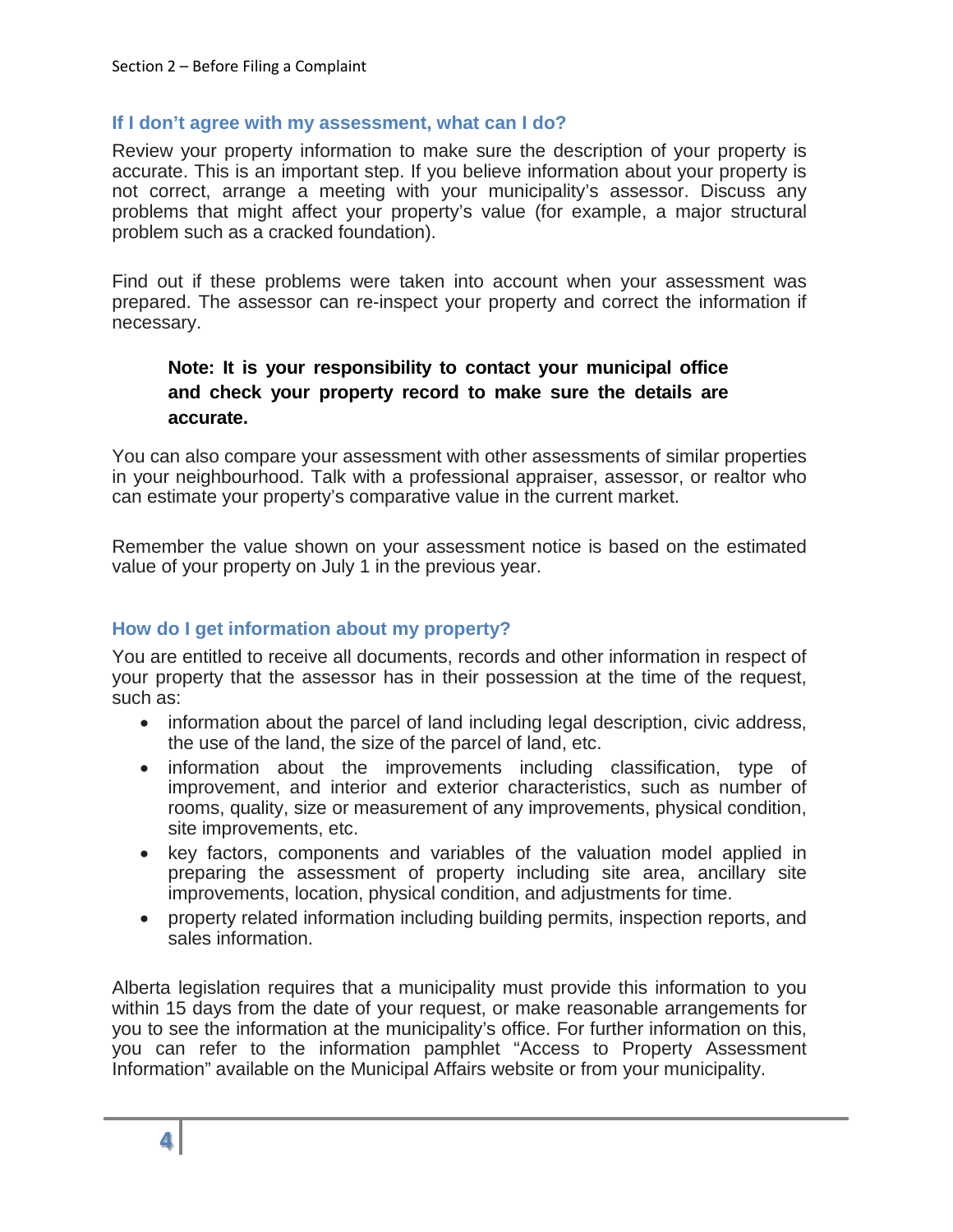## If I don't agree with my assessment, what can I do?

Review your property information to make sure the description of your property is accurate. This is an important step. If you believe information about your property is not correct, arrange a meeting with your municipality's assessor. Discuss any problems that might affect your property's value (for example, a major structural problem such as a cracked foundation).

Find out if these problems were taken into account when your assessment was prepared. The assessor can re-inspect your property and correct the information if necessary.

> **Note: It is your responsibility to contact your municipal office and check your property record to make sure the details are accurate.**

You can also compare your assessment with other assessments of similar properties in your neighbourhood. Talk with a professional appraiser, assessor, or realtor who can estimate your property's comparative value in the current market.

Remember the value shown on your assessment notice is based on the estimated value of your property on July 1 in the previous year.

## How do I get information about my property?

You are entitled to receive all documents, records and other information in respect of your property that the assessor has in their possession at the time of the request, such as:

- information about the parcel of land including legal description, civic address, the use of the land, the size of the parcel of land, etc.
- information about the improvements including classification, type of improvement, and interior and exterior characteristics, such as number of rooms, quality, size or measurement of any improvements, physical condition, site improvements, etc.
- key factors, components and variables of the valuation model applied in preparing the assessment of property including site area, ancillary site improvements, location, physical condition, and adjustments for time.
- property related information including building permits, inspection reports, and sales information.

Alberta legislation requires that a municipality must provide this information to you within 15 days from the date of your request, or make reasonable arrangements for you to see the information at the municipality's office. For further information on this, you can refer to the information pamphlet "Access to Property Assessment Information" available on the Municipal Affairs website or from your municipality.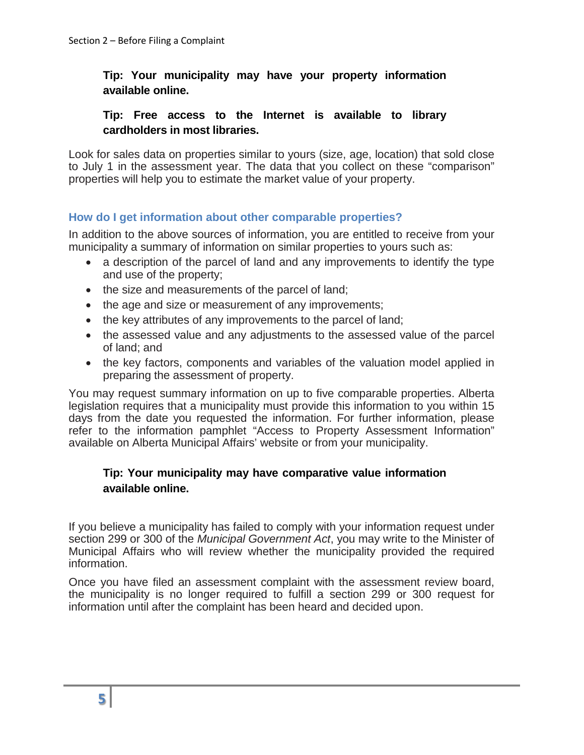**Tip: Your municipality may have your property information available online.**

**Tip: Free access to the Internet is available to library cardholders in most libraries.**

Look for sales data on properties similar to yours (size, age, location) that sold close to July 1 in the assessment year. The data that you collect on these "comparison" properties will help you to estimate the market value of your property.

### How do I get information about other comparable properties?

In addition to the above sources of information, you are entitled to receive from your municipality a summary of information on similar properties to yours such as:

- a description of the parcel of land and any improvements to identify the type and use of the property;
- the size and measurements of the parcel of land;
- the age and size or measurement of any improvements;
- the key attributes of any improvements to the parcel of land;
- the assessed value and any adjustments to the assessed value of the parcel of land; and
- the key factors, components and variables of the valuation model applied in preparing the assessment of property.

You may request summary information on up to five comparable properties. Alberta legislation requires that a municipality must provide this information to you within 15 days from the date you requested the information. For further information, please refer to the information pamphlet "Access to Property Assessment Information" available on Alberta Municipal Affairs' website or from your municipality.

**Tip: Your municipality may have comparative value information available online.**

If you believe a municipality has failed to comply with your information request under section 299 or 300 of the *Municipal Government Act*, you may write to the Minister of Municipal Affairs who will review whether the municipality provided the required information.

Once you have filed an assessment complaint with the assessment review board, the municipality is no longer required to fulfill a section 299 or 300 request for information until after the complaint has been heard and decided upon.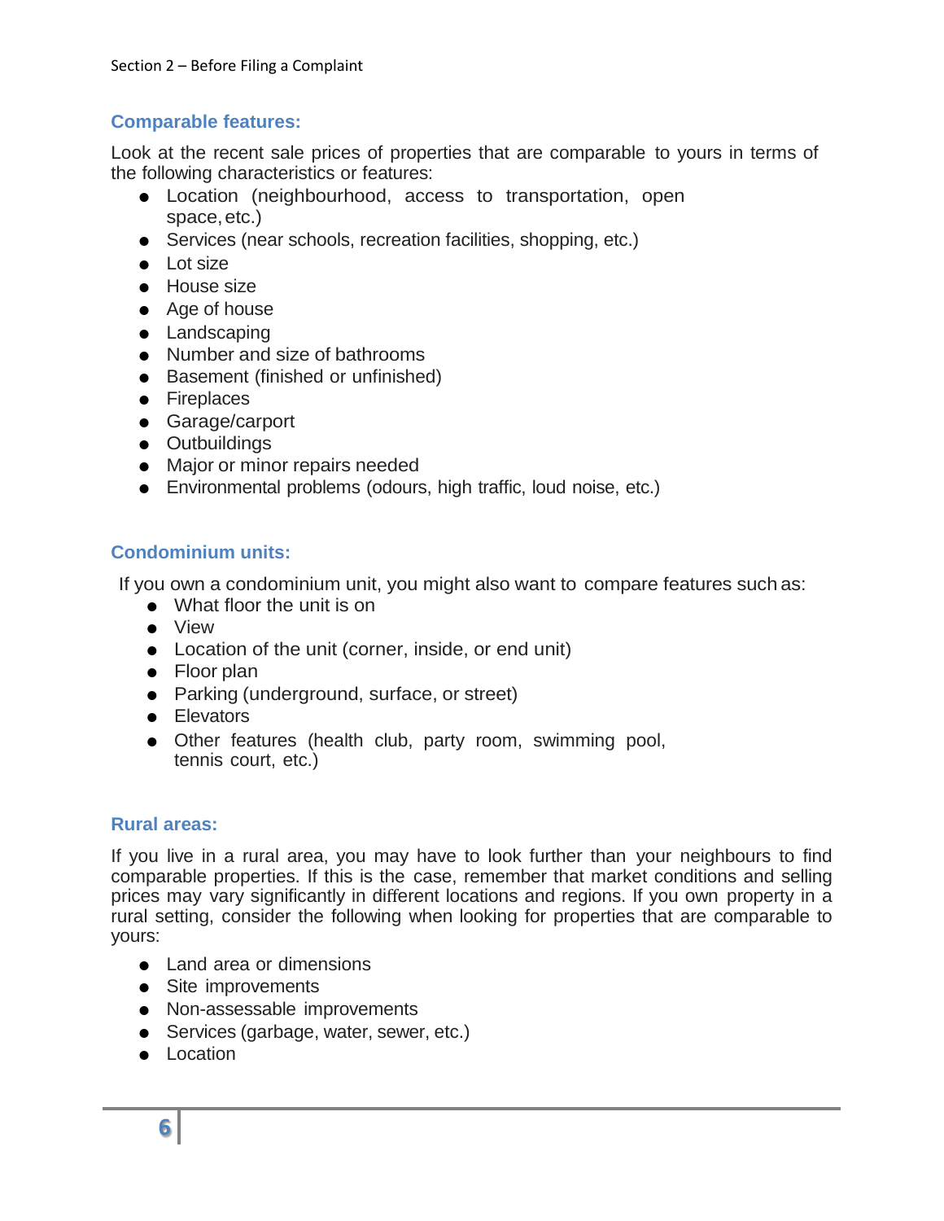### Comparable features:

Look at the recent sale prices of properties that are comparable to yours in terms of the following characteristics or features:

- Location (neighbourhood, access to transportation, open space, etc.)
- Services (near schools, recreation facilities, shopping, etc.)
- Lot size
- House size
- Age of house
- Landscaping
- Number and size of bathrooms
- Basement (finished or unfinished)
- Fireplaces
- Garage/carport
- Outbuildings
- Major or minor repairs needed
- Environmental problems (odours, high traffic, loud noise, etc.)

### Condominium units:

If you own a condominium unit, you might also want to compare features such as:

- What floor the unit is on
- View
- Location of the unit (corner, inside, or end unit)
- Floor plan
- Parking (underground, surface, or street)
- Elevators
- Other features (health club, party room, swimming pool, tennis court, etc.)

### Rural areas:

If you live in a rural area, you may have to look further than your neighbours to find comparable properties. If this is the case, remember that market conditions and selling prices may vary significantly in different locations and regions. If you own property in a rural setting, consider the following when looking for properties that are comparable to yours:

- Land area or dimensions
- Site improvements
- Non-assessable improvements
- Services (garbage, water, sewer, etc.)
- Location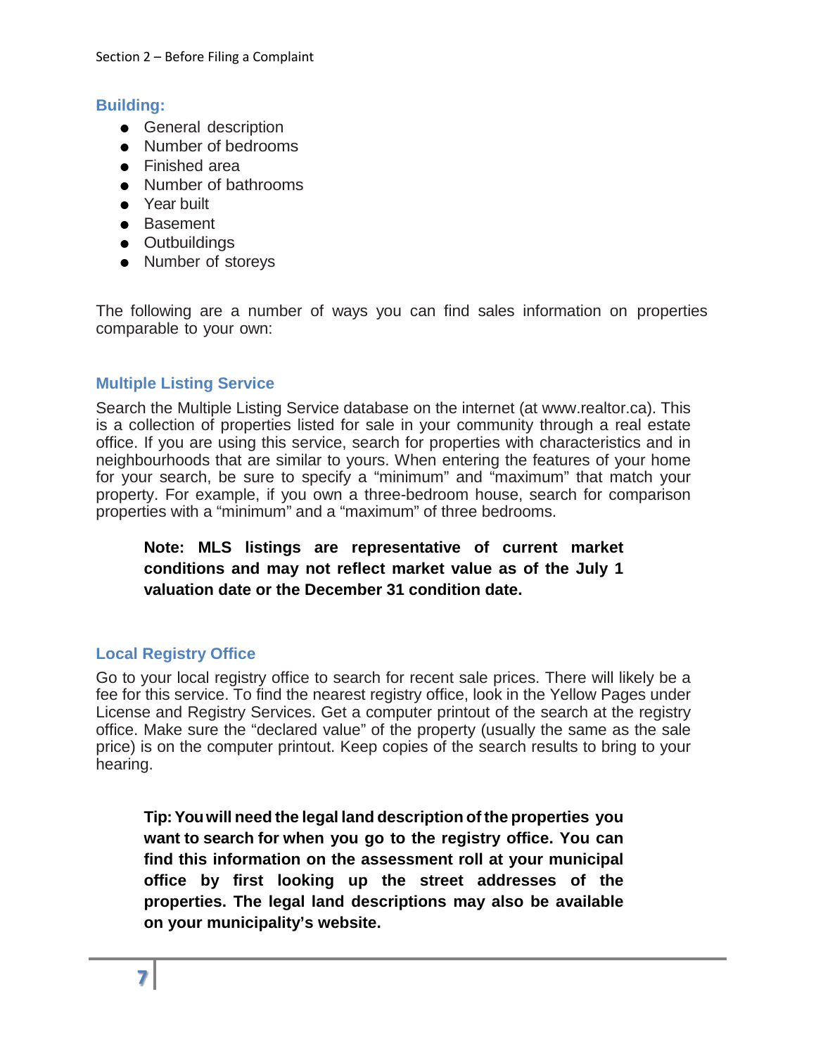### Building:

- General description
- Number of bedrooms
- Finished area
- Number of bathrooms
- Year built
- Basement
- Outbuildings
- Number of storeys

The following are a number of ways you can find sales information on properties comparable to your own:

### Multiple Listing Service

Search the Multiple Listing Service database on the internet (at www.realtor.ca). This is a collection of properties listed for sale in your community through a real estate office. If you are using this service, search for properties with characteristics and in neighbourhoods that are similar to yours. When entering the features of your home for your search, be sure to specify a "minimum" and "maximum" that match your property. For example, if you own a three-bedroom house, search for comparison properties with a "minimum" and a "maximum" of three bedrooms.

> **Note: MLS listings are representative of current market conditions and may not reflect market value as of the July 1 valuation date or the December 31 condition date.**

### Local Registry Office

Go to your local registry office to search for recent sale prices. There will likely be a fee for this service. To find the nearest registry office, look in the Yellow Pages under License and Registry Services. Get a computer printout of the search at the registry office. Make sure the "declared value" of the property (usually the same as the sale price) is on the computer printout. Keep copies of the search results to bring to your hearing.

> **Tip: You will need the legal land description of the properties you want to search for when you go to the registry office. You can find this information on the assessment roll at your municipal office by first looking up the street addresses of the properties. The legal land descriptions may also be available on your municipality's website.**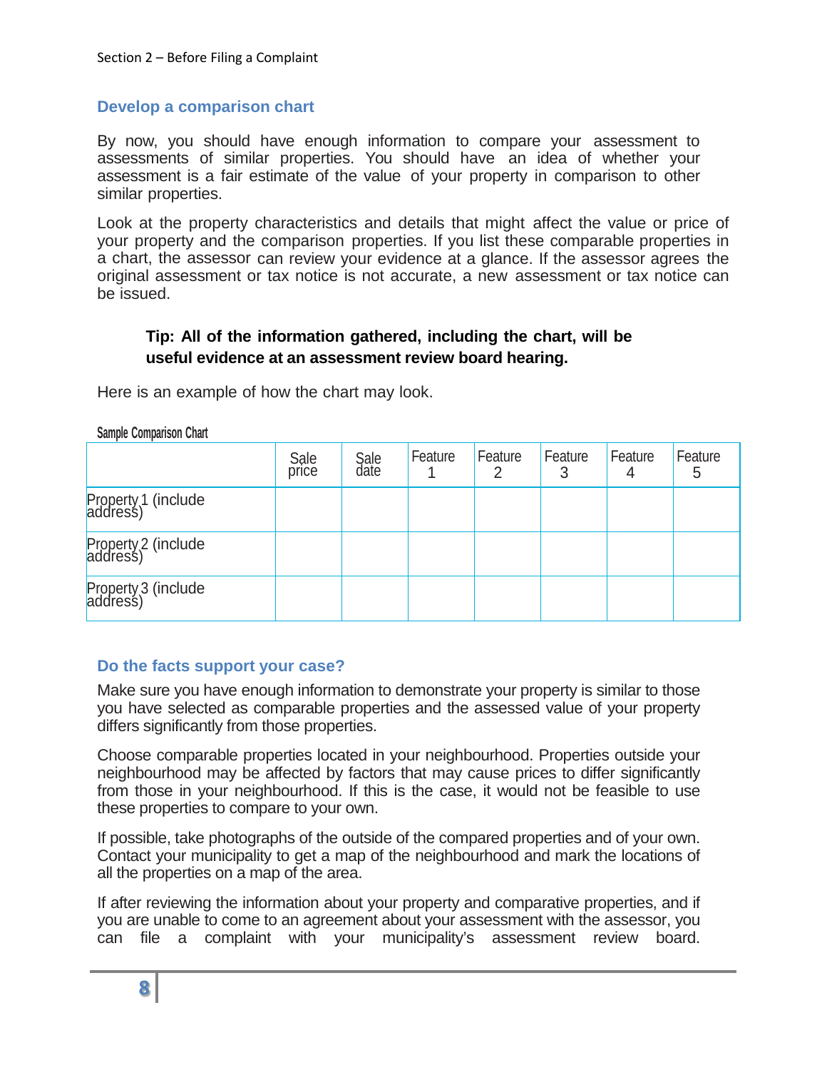## Develop a comparison chart

By now, you should have enough information to compare your assessment to assessments of similar properties. You should have an idea of whether your assessment is a fair estimate of the value of your property in comparison to other similar properties.

Look at the property characteristics and details that might affect the value or price of your property and the comparison properties. If you list these comparable properties in a chart, the assessor can review your evidence at a glance. If the assessor agrees the original assessment or tax notice is not accurate, a new assessment or tax notice can be issued.

> **Tip: All of the information gathered, including the chart, will be useful evidence at an assessment review board hearing.**

Here is an example of how the chart may look.

**Sample Comparison Chart**

| | Sale price | Sale date | Feature 1 | Feature 2 | Feature 3 | Feature 4 | Feature 5 |
|---|---|---|---|---|---|---|---|
| Property 1 (include address) | | | | | | | |
| Property 2 (include address) | | | | | | | |
| Property 3 (include address) | | | | | | | |

## Do the facts support your case?

Make sure you have enough information to demonstrate your property is similar to those you have selected as comparable properties and the assessed value of your property differs significantly from those properties.

Choose comparable properties located in your neighbourhood. Properties outside your neighbourhood may be affected by factors that may cause prices to differ significantly from those in your neighbourhood. If this is the case, it would not be feasible to use these properties to compare to your own.

If possible, take photographs of the outside of the compared properties and of your own. Contact your municipality to get a map of the neighbourhood and mark the locations of all the properties on a map of the area.

If after reviewing the information about your property and comparative properties, and if you are unable to come to an agreement about your assessment with the assessor, you can file a complaint with your municipality's assessment review board.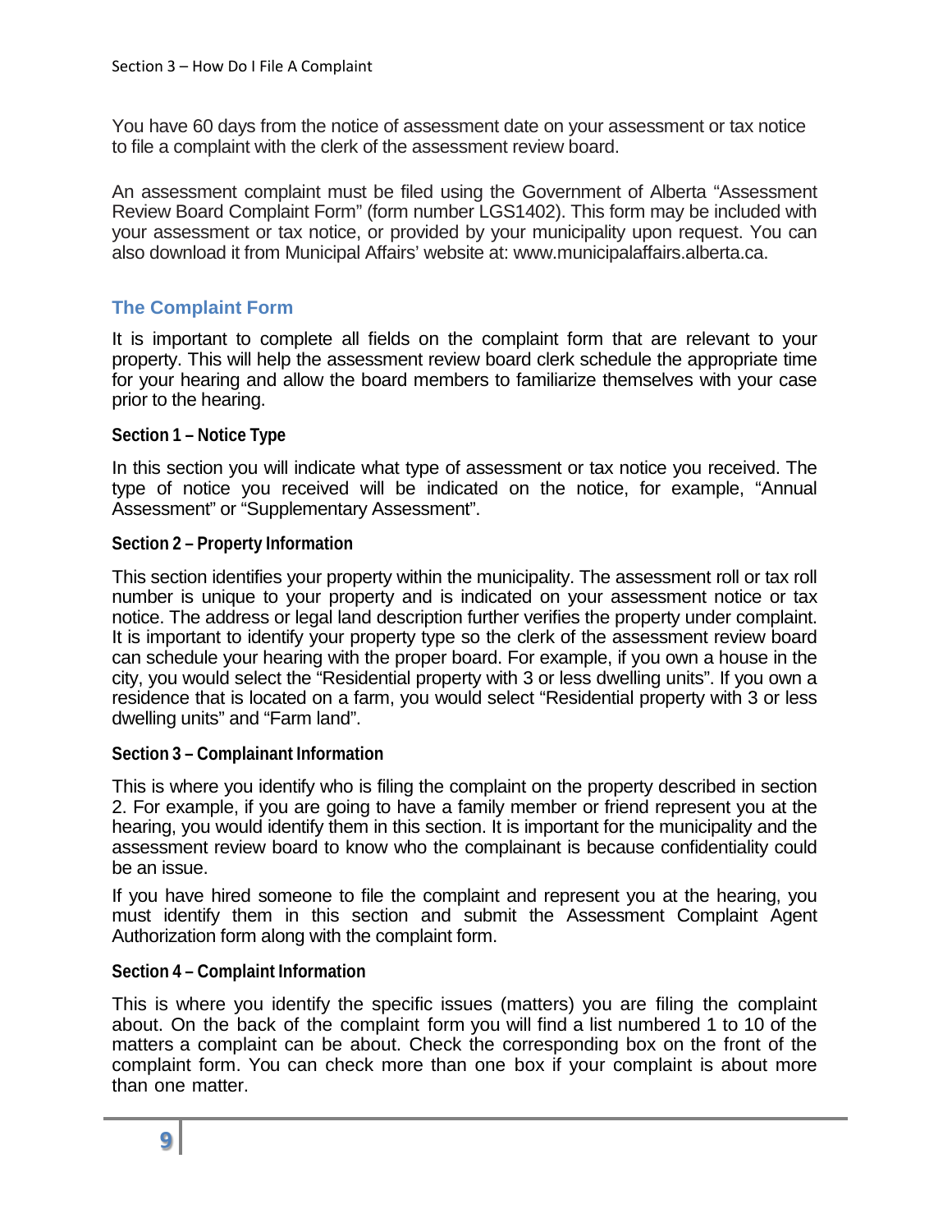You have 60 days from the notice of assessment date on your assessment or tax notice to file a complaint with the clerk of the assessment review board.

An assessment complaint must be filed using the Government of Alberta "Assessment Review Board Complaint Form" (form number LGS1402). This form may be included with your assessment or tax notice, or provided by your municipality upon request. You can also download it from Municipal Affairs' website at: www.municipalaffairs.alberta.ca.

## The Complaint Form

It is important to complete all fields on the complaint form that are relevant to your property. This will help the assessment review board clerk schedule the appropriate time for your hearing and allow the board members to familiarize themselves with your case prior to the hearing.

### Section 1 – Notice Type

In this section you will indicate what type of assessment or tax notice you received. The type of notice you received will be indicated on the notice, for example, "Annual Assessment" or "Supplementary Assessment".

### Section 2 – Property Information

This section identifies your property within the municipality. The assessment roll or tax roll number is unique to your property and is indicated on your assessment notice or tax notice. The address or legal land description further verifies the property under complaint. It is important to identify your property type so the clerk of the assessment review board can schedule your hearing with the proper board. For example, if you own a house in the city, you would select the "Residential property with 3 or less dwelling units". If you own a residence that is located on a farm, you would select "Residential property with 3 or less dwelling units" and "Farm land".

### Section 3 – Complainant Information

This is where you identify who is filing the complaint on the property described in section 2. For example, if you are going to have a family member or friend represent you at the hearing, you would identify them in this section. It is important for the municipality and the assessment review board to know who the complainant is because confidentiality could be an issue.

If you have hired someone to file the complaint and represent you at the hearing, you must identify them in this section and submit the Assessment Complaint Agent Authorization form along with the complaint form.

### Section 4 – Complaint Information

This is where you identify the specific issues (matters) you are filing the complaint about. On the back of the complaint form you will find a list numbered 1 to 10 of the matters a complaint can be about. Check the corresponding box on the front of the complaint form. You can check more than one box if your complaint is about more than one matter.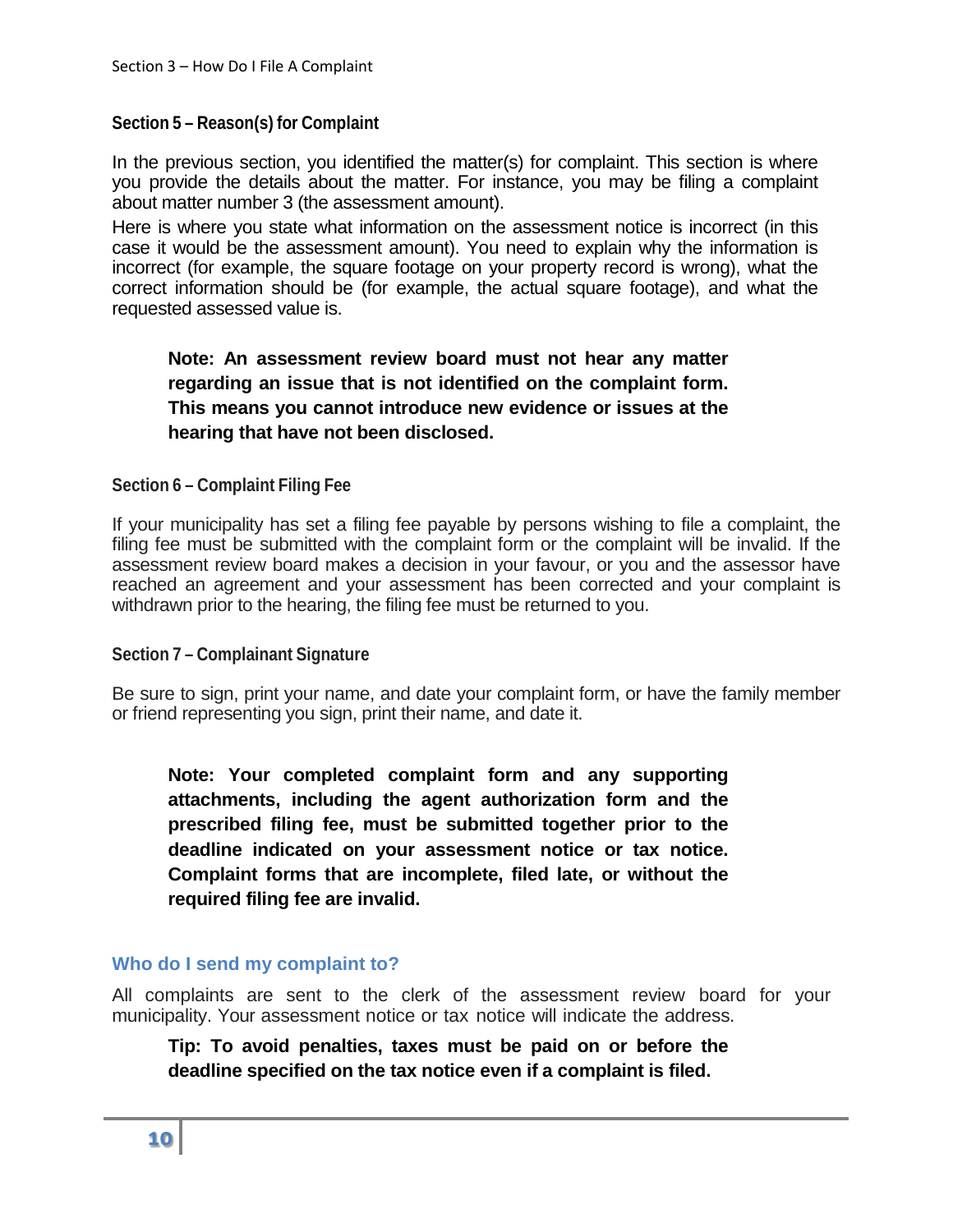### Section 5 – Reason(s) for Complaint

In the previous section, you identified the matter(s) for complaint. This section is where you provide the details about the matter. For instance, you may be filing a complaint about matter number 3 (the assessment amount).

Here is where you state what information on the assessment notice is incorrect (in this case it would be the assessment amount). You need to explain why the information is incorrect (for example, the square footage on your property record is wrong), what the correct information should be (for example, the actual square footage), and what the requested assessed value is.

> **Note: An assessment review board must not hear any matter regarding an issue that is not identified on the complaint form. This means you cannot introduce new evidence or issues at the hearing that have not been disclosed.**

### Section 6 – Complaint Filing Fee

If your municipality has set a filing fee payable by persons wishing to file a complaint, the filing fee must be submitted with the complaint form or the complaint will be invalid. If the assessment review board makes a decision in your favour, or you and the assessor have reached an agreement and your assessment has been corrected and your complaint is withdrawn prior to the hearing, the filing fee must be returned to you.

### Section 7 – Complainant Signature

Be sure to sign, print your name, and date your complaint form, or have the family member or friend representing you sign, print their name, and date it.

> **Note: Your completed complaint form and any supporting attachments, including the agent authorization form and the prescribed filing fee, must be submitted together prior to the deadline indicated on your assessment notice or tax notice. Complaint forms that are incomplete, filed late, or without the required filing fee are invalid.**

## Who do I send my complaint to?

All complaints are sent to the clerk of the assessment review board for your municipality. Your assessment notice or tax notice will indicate the address.

> **Tip: To avoid penalties, taxes must be paid on or before the deadline specified on the tax notice even if a complaint is filed.**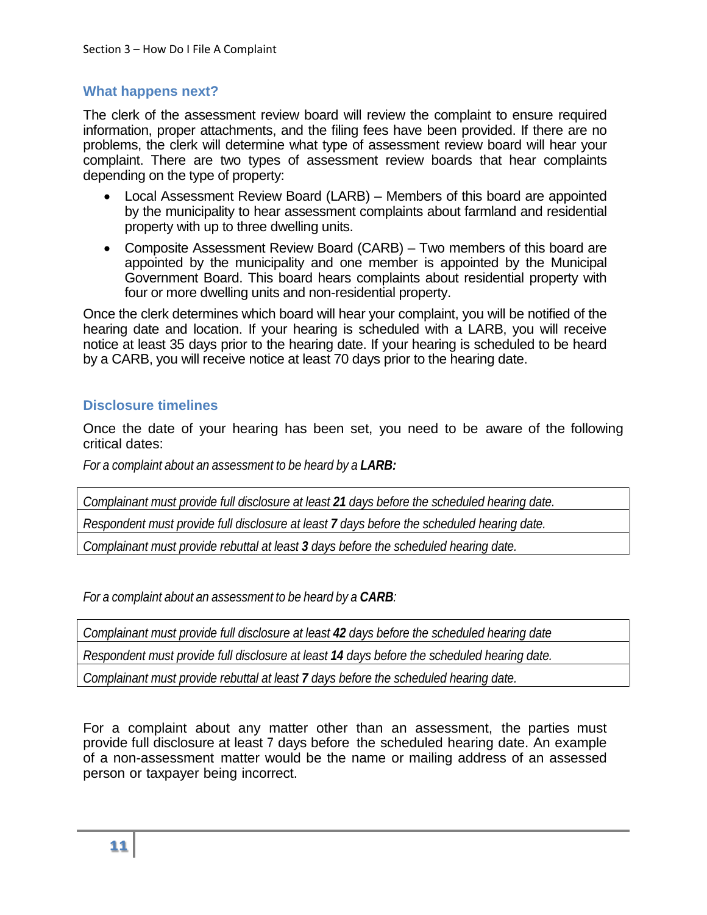## What happens next?

The clerk of the assessment review board will review the complaint to ensure required information, proper attachments, and the filing fees have been provided. If there are no problems, the clerk will determine what type of assessment review board will hear your complaint. There are two types of assessment review boards that hear complaints depending on the type of property:

- Local Assessment Review Board (LARB) – Members of this board are appointed by the municipality to hear assessment complaints about farmland and residential property with up to three dwelling units.
- Composite Assessment Review Board (CARB) – Two members of this board are appointed by the municipality and one member is appointed by the Municipal Government Board. This board hears complaints about residential property with four or more dwelling units and non-residential property.

Once the clerk determines which board will hear your complaint, you will be notified of the hearing date and location. If your hearing is scheduled with a LARB, you will receive notice at least 35 days prior to the hearing date. If your hearing is scheduled to be heard by a CARB, you will receive notice at least 70 days prior to the hearing date.

## Disclosure timelines

Once the date of your hearing has been set, you need to be aware of the following critical dates:

*For a complaint about an assessment to be heard by a **LARB:***

| |
|---|
| *Complainant must provide full disclosure at least **21** days before the scheduled hearing date.* |
| *Respondent must provide full disclosure at least **7** days before the scheduled hearing date.* |
| *Complainant must provide rebuttal at least **3** days before the scheduled hearing date.* |

*For a complaint about an assessment to be heard by a **CARB**:*

| |
|---|
| *Complainant must provide full disclosure at least **42** days before the scheduled hearing date* |
| *Respondent must provide full disclosure at least **14** days before the scheduled hearing date.* |
| *Complainant must provide rebuttal at least **7** days before the scheduled hearing date.* |

For a complaint about any matter other than an assessment, the parties must provide full disclosure at least 7 days before the scheduled hearing date. An example of a non-assessment matter would be the name or mailing address of an assessed person or taxpayer being incorrect.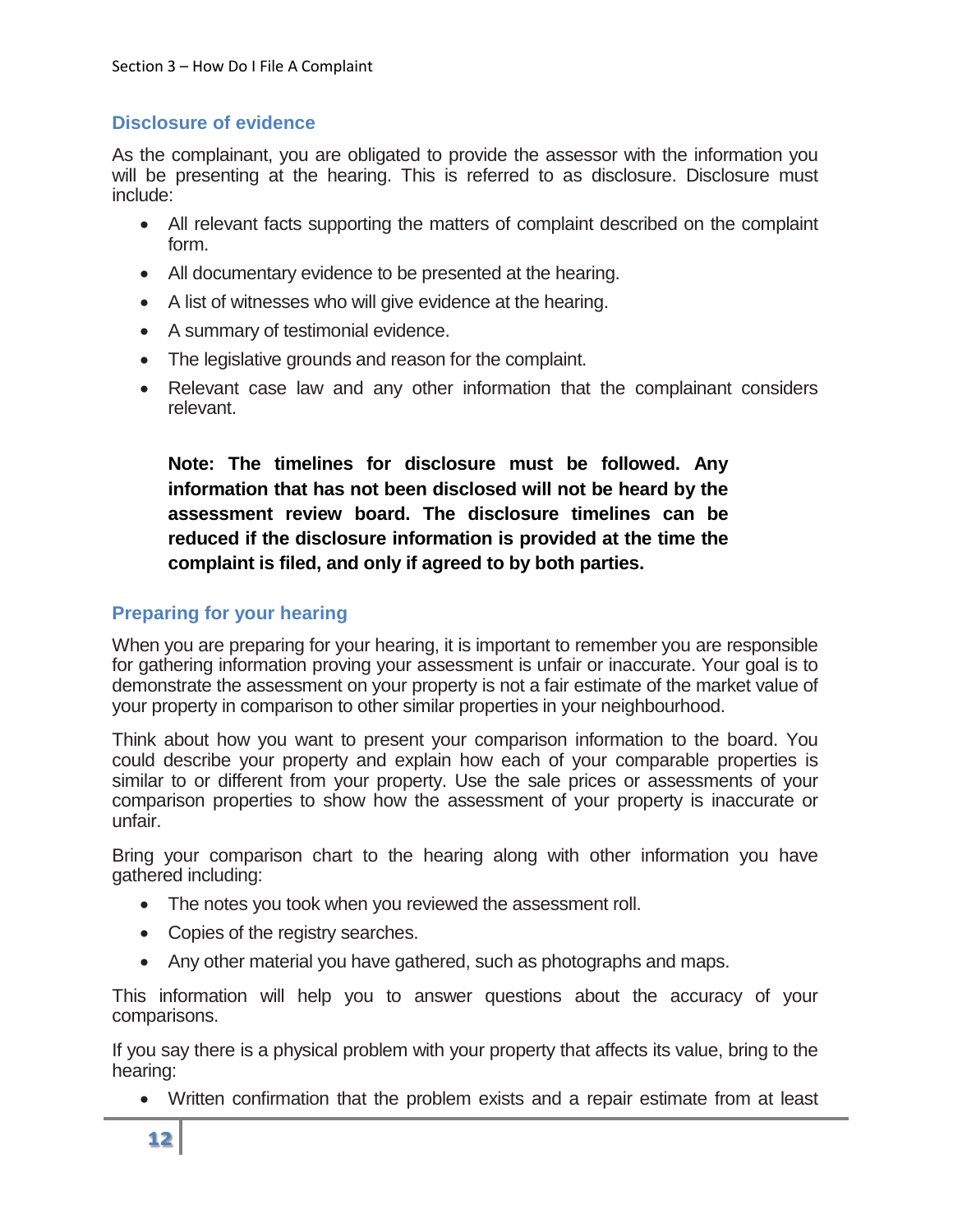## Disclosure of evidence

As the complainant, you are obligated to provide the assessor with the information you will be presenting at the hearing. This is referred to as disclosure. Disclosure must include:

- All relevant facts supporting the matters of complaint described on the complaint form.
- All documentary evidence to be presented at the hearing.
- A list of witnesses who will give evidence at the hearing.
- A summary of testimonial evidence.
- The legislative grounds and reason for the complaint.
- Relevant case law and any other information that the complainant considers relevant.

**Note: The timelines for disclosure must be followed. Any information that has not been disclosed will not be heard by the assessment review board. The disclosure timelines can be reduced if the disclosure information is provided at the time the complaint is filed, and only if agreed to by both parties.**

## Preparing for your hearing

When you are preparing for your hearing, it is important to remember you are responsible for gathering information proving your assessment is unfair or inaccurate. Your goal is to demonstrate the assessment on your property is not a fair estimate of the market value of your property in comparison to other similar properties in your neighbourhood.

Think about how you want to present your comparison information to the board. You could describe your property and explain how each of your comparable properties is similar to or different from your property. Use the sale prices or assessments of your comparison properties to show how the assessment of your property is inaccurate or unfair.

Bring your comparison chart to the hearing along with other information you have gathered including:

- The notes you took when you reviewed the assessment roll.
- Copies of the registry searches.
- Any other material you have gathered, such as photographs and maps.

This information will help you to answer questions about the accuracy of your comparisons.

If you say there is a physical problem with your property that affects its value, bring to the hearing:

- Written confirmation that the problem exists and a repair estimate from at least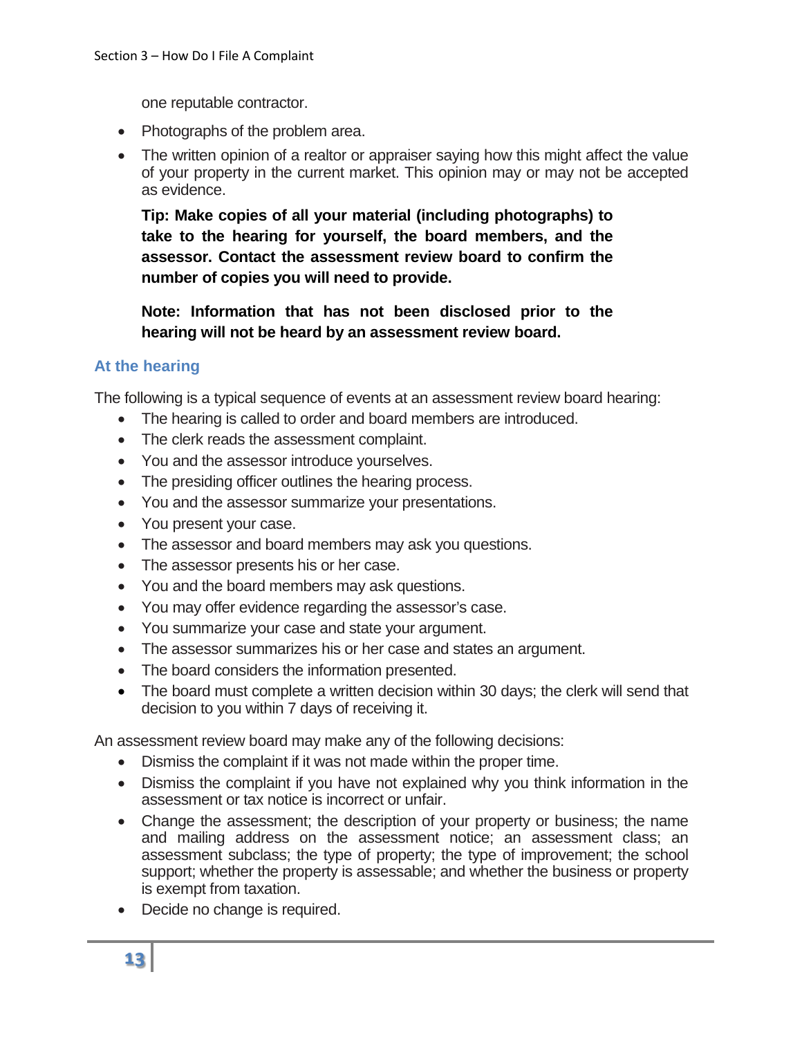one reputable contractor.

- Photographs of the problem area.
- The written opinion of a realtor or appraiser saying how this might affect the value of your property in the current market. This opinion may or may not be accepted as evidence.

**Tip: Make copies of all your material (including photographs) to take to the hearing for yourself, the board members, and the assessor. Contact the assessment review board to confirm the number of copies you will need to provide.**

**Note: Information that has not been disclosed prior to the hearing will not be heard by an assessment review board.**

### At the hearing

The following is a typical sequence of events at an assessment review board hearing:

- The hearing is called to order and board members are introduced.
- The clerk reads the assessment complaint.
- You and the assessor introduce yourselves.
- The presiding officer outlines the hearing process.
- You and the assessor summarize your presentations.
- You present your case.
- The assessor and board members may ask you questions.
- The assessor presents his or her case.
- You and the board members may ask questions.
- You may offer evidence regarding the assessor's case.
- You summarize your case and state your argument.
- The assessor summarizes his or her case and states an argument.
- The board considers the information presented.
- The board must complete a written decision within 30 days; the clerk will send that decision to you within 7 days of receiving it.

An assessment review board may make any of the following decisions:

- Dismiss the complaint if it was not made within the proper time.
- Dismiss the complaint if you have not explained why you think information in the assessment or tax notice is incorrect or unfair.
- Change the assessment; the description of your property or business; the name and mailing address on the assessment notice; an assessment class; an assessment subclass; the type of property; the type of improvement; the school support; whether the property is assessable; and whether the business or property is exempt from taxation.
- Decide no change is required.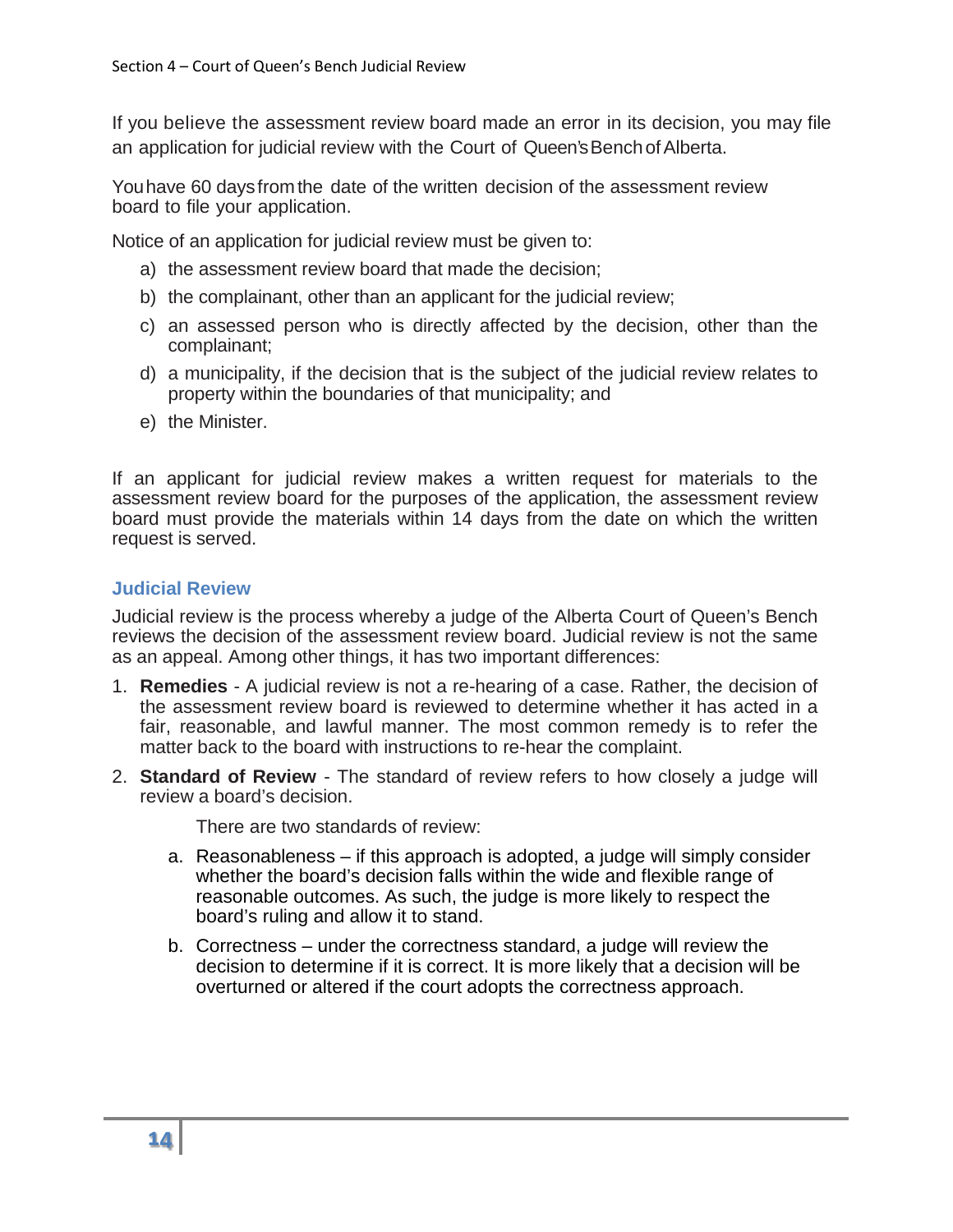If you believe the assessment review board made an error in its decision, you may file an application for judicial review with the Court of Queen's Bench of Alberta.

You have 60 days from the date of the written decision of the assessment review board to file your application.

Notice of an application for judicial review must be given to:

a) the assessment review board that made the decision;
b) the complainant, other than an applicant for the judicial review;
c) an assessed person who is directly affected by the decision, other than the complainant;
d) a municipality, if the decision that is the subject of the judicial review relates to property within the boundaries of that municipality; and
e) the Minister.

If an applicant for judicial review makes a written request for materials to the assessment review board for the purposes of the application, the assessment review board must provide the materials within 14 days from the date on which the written request is served.

### Judicial Review

Judicial review is the process whereby a judge of the Alberta Court of Queen's Bench reviews the decision of the assessment review board. Judicial review is not the same as an appeal. Among other things, it has two important differences:

1. **Remedies** - A judicial review is not a re-hearing of a case. Rather, the decision of the assessment review board is reviewed to determine whether it has acted in a fair, reasonable, and lawful manner. The most common remedy is to refer the matter back to the board with instructions to re-hear the complaint.
2. **Standard of Review** - The standard of review refers to how closely a judge will review a board's decision.

   There are two standards of review:

   a. Reasonableness – if this approach is adopted, a judge will simply consider whether the board's decision falls within the wide and flexible range of reasonable outcomes. As such, the judge is more likely to respect the board's ruling and allow it to stand.
   b. Correctness – under the correctness standard, a judge will review the decision to determine if it is correct. It is more likely that a decision will be overturned or altered if the court adopts the correctness approach.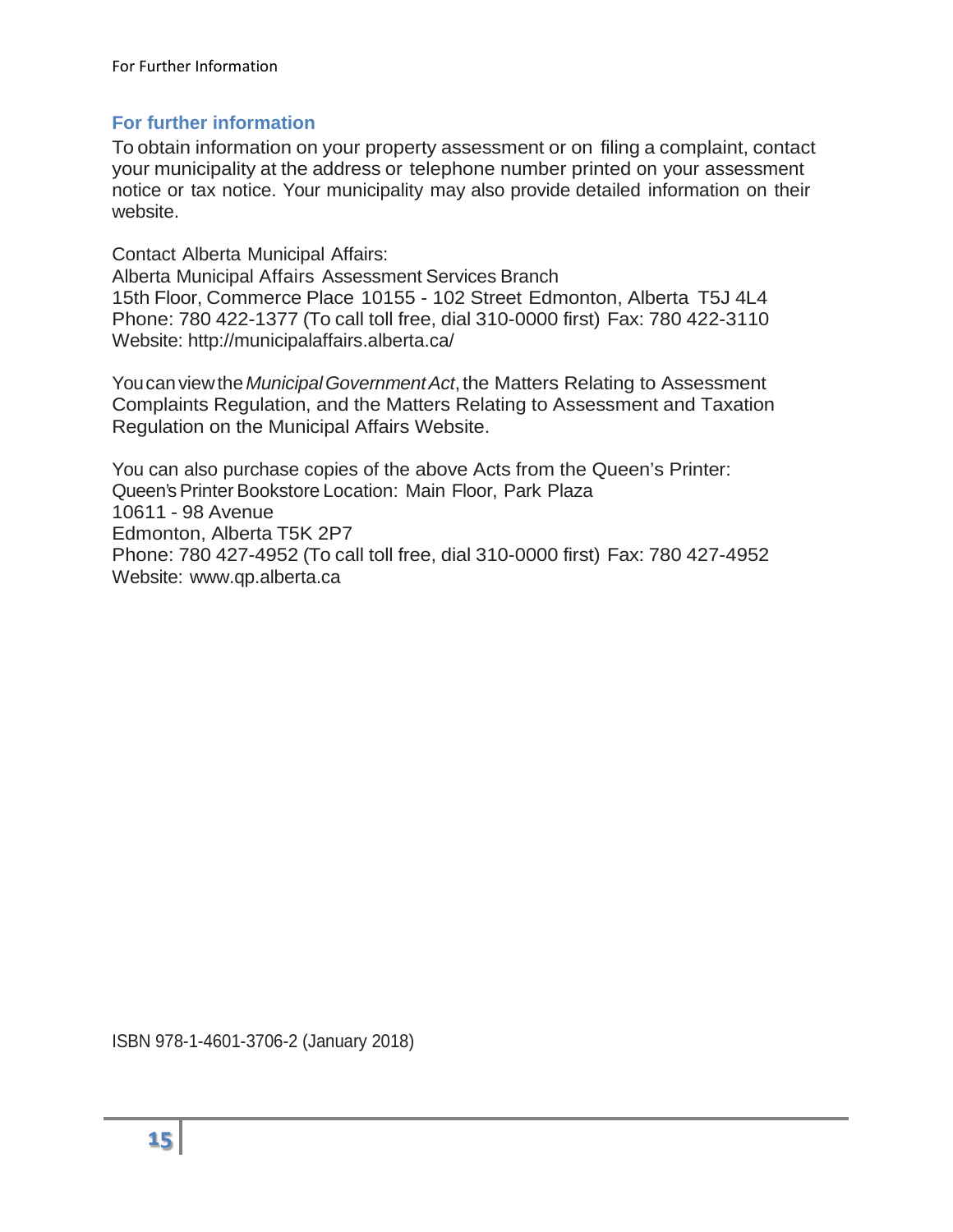## For further information

To obtain information on your property assessment or on filing a complaint, contact your municipality at the address or telephone number printed on your assessment notice or tax notice. Your municipality may also provide detailed information on their website.

Contact Alberta Municipal Affairs:
Alberta Municipal Affairs Assessment Services Branch
15th Floor, Commerce Place 10155 - 102 Street Edmonton, Alberta T5J 4L4
Phone: 780 422-1377 (To call toll free, dial 310-0000 first) Fax: 780 422-3110
Website: http://municipalaffairs.alberta.ca/

You can view the *Municipal Government Act*, the Matters Relating to Assessment Complaints Regulation, and the Matters Relating to Assessment and Taxation Regulation on the Municipal Affairs Website.

You can also purchase copies of the above Acts from the Queen's Printer:
Queen's Printer Bookstore Location: Main Floor, Park Plaza
10611 - 98 Avenue
Edmonton, Alberta T5K 2P7
Phone: 780 427-4952 (To call toll free, dial 310-0000 first) Fax: 780 427-4952
Website: www.qp.alberta.ca

ISBN 978-1-4601-3706-2 (January 2018)